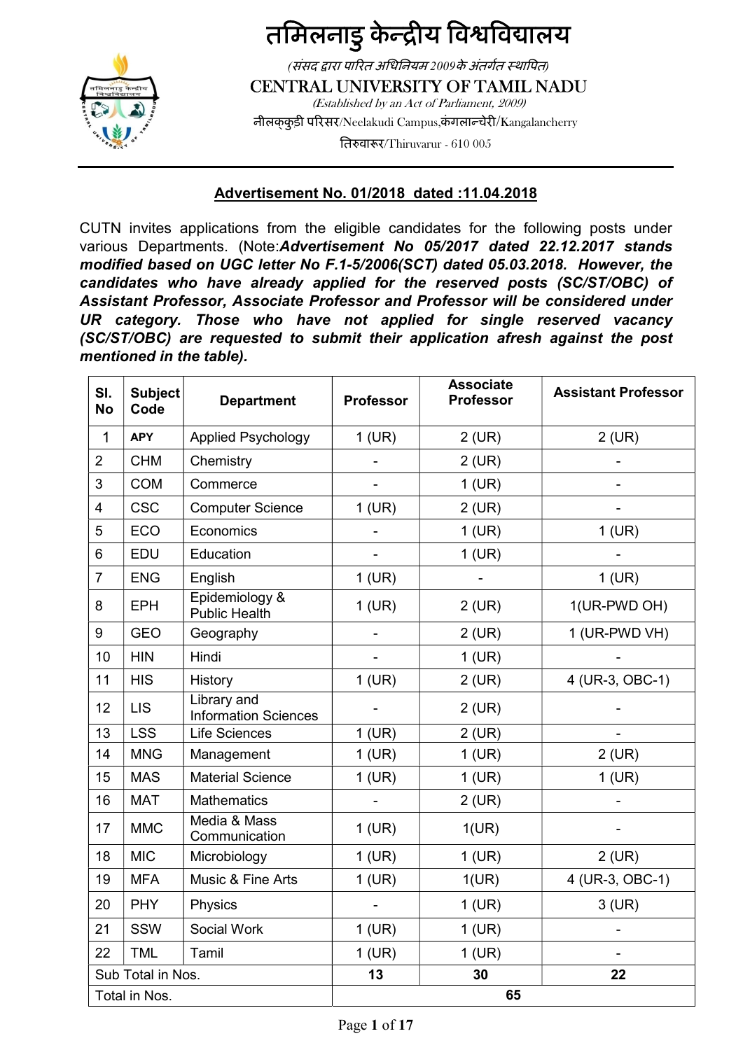# तमिलनाडु केन्द्रीय विश्वविद्यालय

*(संसद द्वारा पारित अधिनियम 2009 के अंतर्गत स्थापित)*

# CENTRAL UNIVERSITY OF TAMIL NADU

*(Established by an Act of Parliament, 2009)*

नीलक्कुडी परिसर/Neelakudi Campus, कंगलान्चेरी/Kangalancherry

तिरुवारूर/Thiruvarur - 610 005

---

## Advertisement No. 01/2018 dated :11.04.2018

CUTN invites applications from the eligible candidates for the following posts under various Departments. (Note:***Advertisement No 05/2017 dated 22.12.2017 stands modified based on UGC letter No F.1-5/2006(SCT) dated 05.03.2018. However, the candidates who have already applied for the reserved posts (SC/ST/OBC) of Assistant Professor, Associate Professor and Professor will be considered under UR category. Those who have not applied for single reserved vacancy (SC/ST/OBC) are requested to submit their application afresh against the post mentioned in the table).***

| Sl. No | Subject Code | Department | Professor | Associate Professor | Assistant Professor |
|---|---|---|---|---|---|
| 1 | APY | Applied Psychology | 1 (UR) | 2 (UR) | 2 (UR) |
| 2 | CHM | Chemistry | - | 2 (UR) | - |
| 3 | COM | Commerce | - | 1 (UR) | - |
| 4 | CSC | Computer Science | 1 (UR) | 2 (UR) | - |
| 5 | ECO | Economics | - | 1 (UR) | 1 (UR) |
| 6 | EDU | Education | - | 1 (UR) | - |
| 7 | ENG | English | 1 (UR) | - | 1 (UR) |
| 8 | EPH | Epidemiology & Public Health | 1 (UR) | 2 (UR) | 1(UR-PWD OH) |
| 9 | GEO | Geography | - | 2 (UR) | 1 (UR-PWD VH) |
| 10 | HIN | Hindi | - | 1 (UR) | - |
| 11 | HIS | History | 1 (UR) | 2 (UR) | 4 (UR-3, OBC-1) |
| 12 | LIS | Library and Information Sciences | - | 2 (UR) | - |
| 13 | LSS | Life Sciences | 1 (UR) | 2 (UR) | - |
| 14 | MNG | Management | 1 (UR) | 1 (UR) | 2 (UR) |
| 15 | MAS | Material Science | 1 (UR) | 1 (UR) | 1 (UR) |
| 16 | MAT | Mathematics | - | 2 (UR) | - |
| 17 | MMC | Media & Mass Communication | 1 (UR) | 1(UR) | - |
| 18 | MIC | Microbiology | 1 (UR) | 1 (UR) | 2 (UR) |
| 19 | MFA | Music & Fine Arts | 1 (UR) | 1(UR) | 4 (UR-3, OBC-1) |
| 20 | PHY | Physics | - | 1 (UR) | 3 (UR) |
| 21 | SSW | Social Work | 1 (UR) | 1 (UR) | - |
| 22 | TML | Tamil | 1 (UR) | 1 (UR) | - |
| Sub Total in Nos. | | | 13 | 30 | 22 |
| Total in Nos. | | | 65 | | |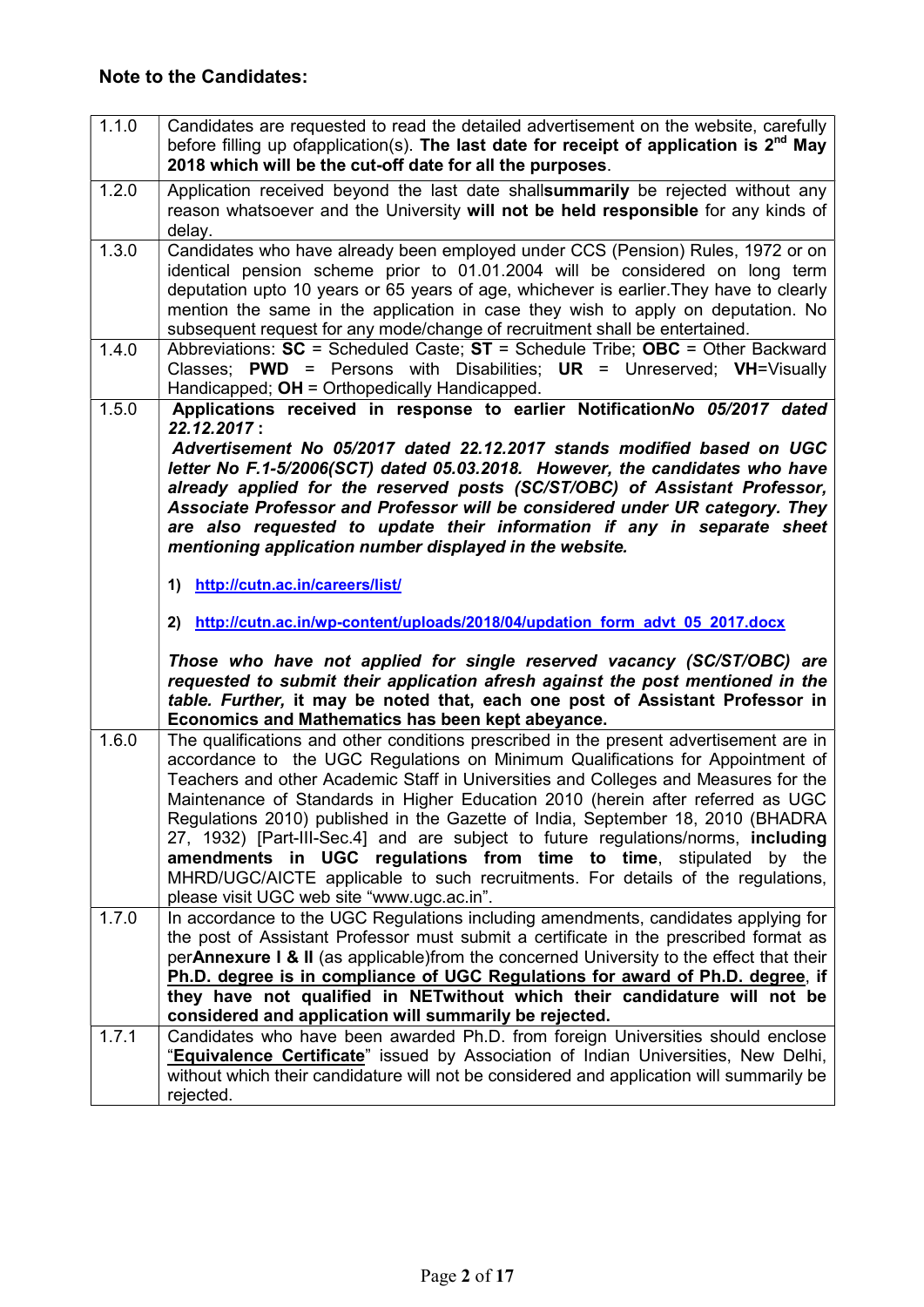**Note to the Candidates:**

| | |
|---|---|
| 1.1.0 | Candidates are requested to read the detailed advertisement on the website, carefully before filling up ofapplication(s). **The last date for receipt of application is 2nd May 2018 which will be the cut-off date for all the purposes**. |
| 1.2.0 | Application received beyond the last date shall**summarily** be rejected without any reason whatsoever and the University **will not be held responsible** for any kinds of delay. |
| 1.3.0 | Candidates who have already been employed under CCS (Pension) Rules, 1972 or on identical pension scheme prior to 01.01.2004 will be considered on long term deputation upto 10 years or 65 years of age, whichever is earlier.They have to clearly mention the same in the application in case they wish to apply on deputation. No subsequent request for any mode/change of recruitment shall be entertained. |
| 1.4.0 | Abbreviations: **SC** = Scheduled Caste; **ST** = Schedule Tribe; **OBC** = Other Backward Classes; **PWD** = Persons with Disabilities; **UR** = Unreserved; **VH**=Visually Handicapped; **OH** = Orthopedically Handicapped. |
| 1.5.0 | **Applications received in response to earlier Notification*No 05/2017 dated 22.12.2017* :** <br> ***Advertisement No 05/2017 dated 22.12.2017 stands modified based on UGC letter No F.1-5/2006(SCT) dated 05.03.2018. However, the candidates who have already applied for the reserved posts (SC/ST/OBC) of Assistant Professor, Associate Professor and Professor will be considered under UR category. They are also requested to update their information if any in separate sheet mentioning application number displayed in the website.*** <br><br> **1) http://cutn.ac.in/careers/list/** <br><br> **2) http://cutn.ac.in/wp-content/uploads/2018/04/updation_form_advt_05_2017.docx** <br><br> ***Those who have not applied for single reserved vacancy (SC/ST/OBC) are requested to submit their application afresh against the post mentioned in the table. Further,*** **it may be noted that, each one post of Assistant Professor in Economics and Mathematics has been kept abeyance.** |
| 1.6.0 | The qualifications and other conditions prescribed in the present advertisement are in accordance to the UGC Regulations on Minimum Qualifications for Appointment of Teachers and other Academic Staff in Universities and Colleges and Measures for the Maintenance of Standards in Higher Education 2010 (herein after referred as UGC Regulations 2010) published in the Gazette of India, September 18, 2010 (BHADRA 27, 1932) [Part-III-Sec.4] and are subject to future regulations/norms, **including amendments in UGC regulations from time to time**, stipulated by the MHRD/UGC/AICTE applicable to such recruitments. For details of the regulations, please visit UGC web site "www.ugc.ac.in". |
| 1.7.0 | In accordance to the UGC Regulations including amendments, candidates applying for the post of Assistant Professor must submit a certificate in the prescribed format as per**Annexure I & II** (as applicable)from the concerned University to the effect that their **Ph.D. degree is in compliance of UGC Regulations for award of Ph.D. degree**, **if they have not qualified in NETwithout which their candidature will not be considered and application will summarily be rejected.** |
| 1.7.1 | Candidates who have been awarded Ph.D. from foreign Universities should enclose "**Equivalence Certificate**" issued by Association of Indian Universities, New Delhi, without which their candidature will not be considered and application will summarily be rejected. |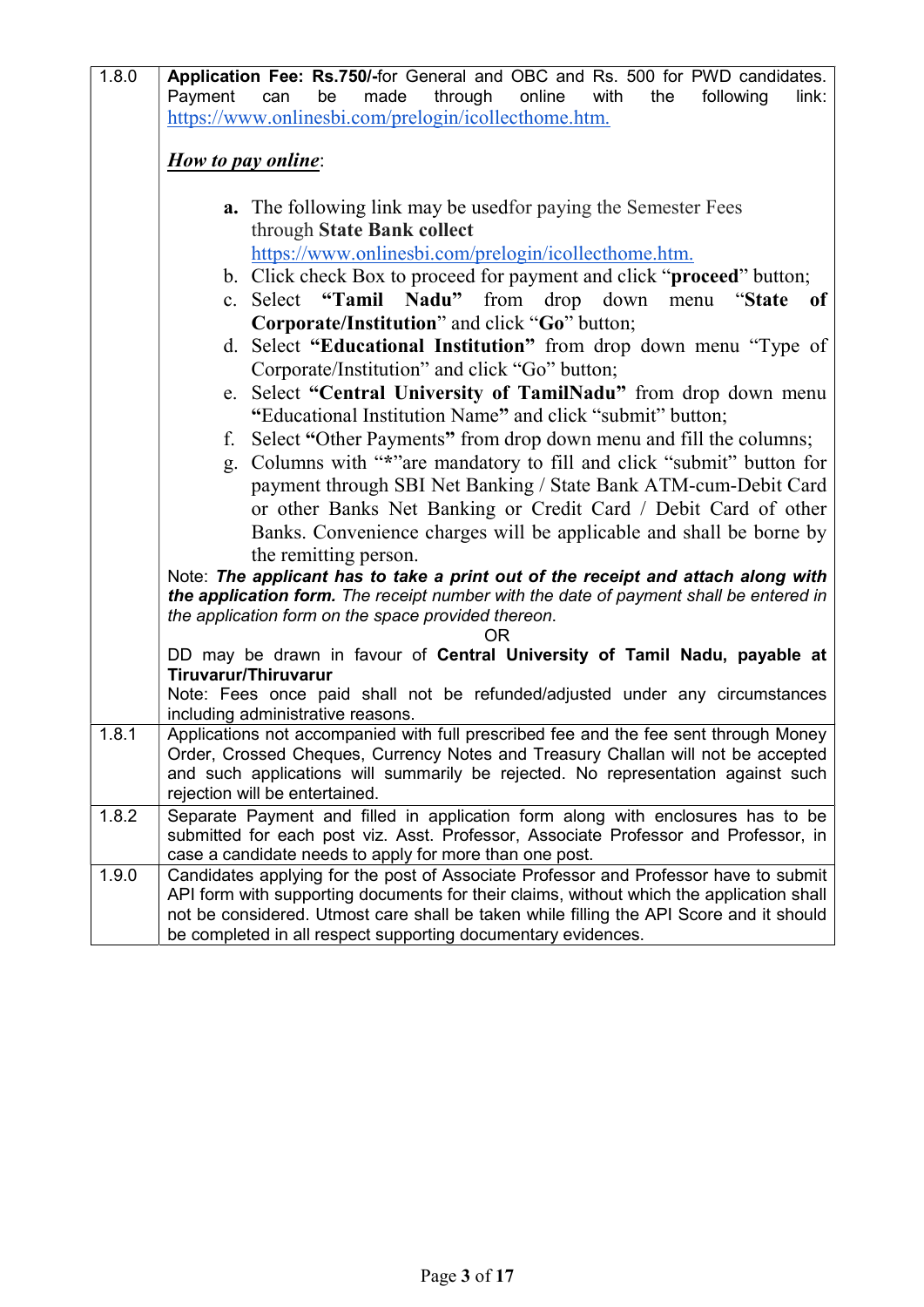| | |
|---|---|
| 1.8.0 | **Application Fee: Rs.750/-**for General and OBC and Rs. 500 for PWD candidates. Payment can be made through online with the following link: https://www.onlinesbi.com/prelogin/icollecthome.htm.<br><br>***How to pay online***:<br><br>**a.** The following link may be usedfor paying the Semester Fees through **State Bank collect** https://www.onlinesbi.com/prelogin/icollecthome.htm.<br>b. Click check Box to proceed for payment and click "**proceed**" button;<br>c. Select **"Tamil Nadu"** from drop down menu **"State of Corporate/Institution**" and click "**Go**" button;<br>d. Select **"Educational Institution"** from drop down menu "Type of Corporate/Institution" and click "Go" button;<br>e. Select **"Central University of TamilNadu"** from drop down menu **"**Educational Institution Name**"** and click "submit" button;<br>f. Select **"**Other Payments**"** from drop down menu and fill the columns;<br>g. Columns with "**\***"are mandatory to fill and click "submit" button for payment through SBI Net Banking / State Bank ATM-cum-Debit Card or other Banks Net Banking or Credit Card / Debit Card of other Banks. Convenience charges will be applicable and shall be borne by the remitting person.<br><br>Note: ***The applicant has to take a print out of the receipt and attach along with the application form.*** *The receipt number with the date of payment shall be entered in the application form on the space provided thereon.*<br>OR<br>DD may be drawn in favour of **Central University of Tamil Nadu, payable at Tiruvarur/Thiruvarur**<br>Note: Fees once paid shall not be refunded/adjusted under any circumstances including administrative reasons. |
| 1.8.1 | Applications not accompanied with full prescribed fee and the fee sent through Money Order, Crossed Cheques, Currency Notes and Treasury Challan will not be accepted and such applications will summarily be rejected. No representation against such rejection will be entertained. |
| 1.8.2 | Separate Payment and filled in application form along with enclosures has to be submitted for each post viz. Asst. Professor, Associate Professor and Professor, in case a candidate needs to apply for more than one post. |
| 1.9.0 | Candidates applying for the post of Associate Professor and Professor have to submit API form with supporting documents for their claims, without which the application shall not be considered. Utmost care shall be taken while filling the API Score and it should be completed in all respect supporting documentary evidences. |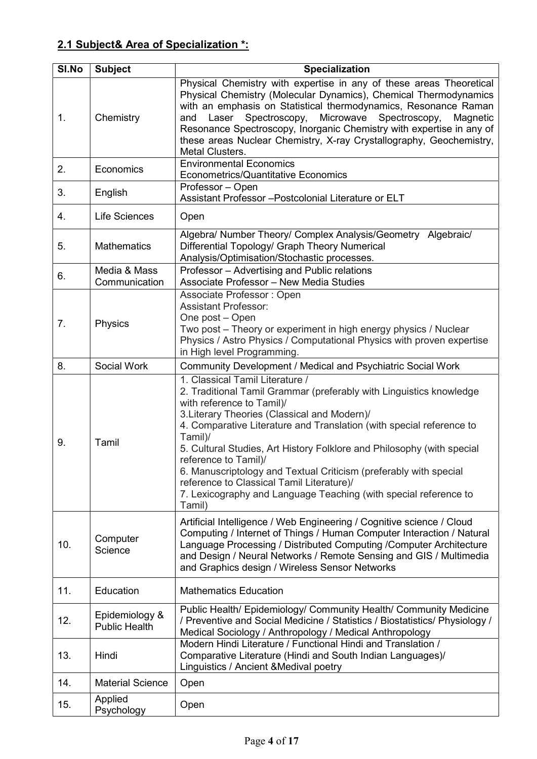## 2.1 Subject& Area of Specialization *:

| Sl.No | Subject | Specialization |
|---|---|---|
| 1. | Chemistry | Physical Chemistry with expertise in any of these areas Theoretical Physical Chemistry (Molecular Dynamics), Chemical Thermodynamics with an emphasis on Statistical thermodynamics, Resonance Raman and Laser Spectroscopy, Microwave Spectroscopy, Magnetic Resonance Spectroscopy, Inorganic Chemistry with expertise in any of these areas Nuclear Chemistry, X-ray Crystallography, Geochemistry, Metal Clusters. |
| 2. | Economics | Environmental Economics<br>Econometrics/Quantitative Economics |
| 3. | English | Professor – Open<br>Assistant Professor –Postcolonial Literature or ELT |
| 4. | Life Sciences | Open |
| 5. | Mathematics | Algebra/ Number Theory/ Complex Analysis/Geometry Algebraic/ Differential Topology/ Graph Theory Numerical Analysis/Optimisation/Stochastic processes. |
| 6. | Media & Mass Communication | Professor – Advertising and Public relations<br>Associate Professor – New Media Studies |
| 7. | Physics | Associate Professor : Open<br>Assistant Professor:<br>One post – Open<br>Two post – Theory or experiment in high energy physics / Nuclear Physics / Astro Physics / Computational Physics with proven expertise in High level Programming. |
| 8. | Social Work | Community Development / Medical and Psychiatric Social Work |
| 9. | Tamil | 1. Classical Tamil Literature /<br>2. Traditional Tamil Grammar (preferably with Linguistics knowledge with reference to Tamil)/<br>3.Literary Theories (Classical and Modern)/<br>4. Comparative Literature and Translation (with special reference to Tamil)/<br>5. Cultural Studies, Art History Folklore and Philosophy (with special reference to Tamil)/<br>6. Manuscriptology and Textual Criticism (preferably with special reference to Classical Tamil Literature)/<br>7. Lexicography and Language Teaching (with special reference to Tamil) |
| 10. | Computer Science | Artificial Intelligence / Web Engineering / Cognitive science / Cloud Computing / Internet of Things / Human Computer Interaction / Natural Language Processing / Distributed Computing /Computer Architecture and Design / Neural Networks / Remote Sensing and GIS / Multimedia and Graphics design / Wireless Sensor Networks |
| 11. | Education | Mathematics Education |
| 12. | Epidemiology & Public Health | Public Health/ Epidemiology/ Community Health/ Community Medicine / Preventive and Social Medicine / Statistics / Biostatistics/ Physiology / Medical Sociology / Anthropology / Medical Anthropology |
| 13. | Hindi | Modern Hindi Literature / Functional Hindi and Translation / Comparative Literature (Hindi and South Indian Languages)/ Linguistics / Ancient &Medival poetry |
| 14. | Material Science | Open |
| 15. | Applied Psychology | Open |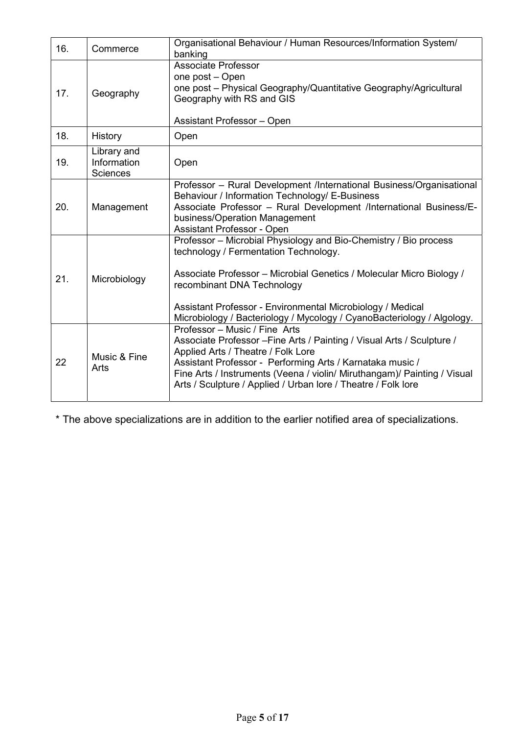| 16. | Commerce | Organisational Behaviour / Human Resources/Information System/ banking |
|---|---|---|
| 17. | Geography | Associate Professor<br>one post – Open<br>one post – Physical Geography/Quantitative Geography/Agricultural Geography with RS and GIS<br><br>Assistant Professor – Open |
| 18. | History | Open |
| 19. | Library and Information Sciences | Open |
| 20. | Management | Professor – Rural Development /International Business/Organisational Behaviour / Information Technology/ E-Business<br>Associate Professor – Rural Development /International Business/E-business/Operation Management<br>Assistant Professor - Open |
| 21. | Microbiology | Professor – Microbial Physiology and Bio-Chemistry / Bio process technology / Fermentation Technology.<br><br>Associate Professor – Microbial Genetics / Molecular Micro Biology / recombinant DNA Technology<br><br>Assistant Professor - Environmental Microbiology / Medical Microbiology / Bacteriology / Mycology / CyanoBacteriology / Algology. |
| 22 | Music & Fine Arts | Professor – Music / Fine Arts<br>Associate Professor –Fine Arts / Painting / Visual Arts / Sculpture / Applied Arts / Theatre / Folk Lore<br>Assistant Professor - Performing Arts / Karnataka music / Fine Arts / Instruments (Veena / violin/ Miruthangam)/ Painting / Visual Arts / Sculpture / Applied / Urban lore / Theatre / Folk lore |

* The above specializations are in addition to the earlier notified area of specializations.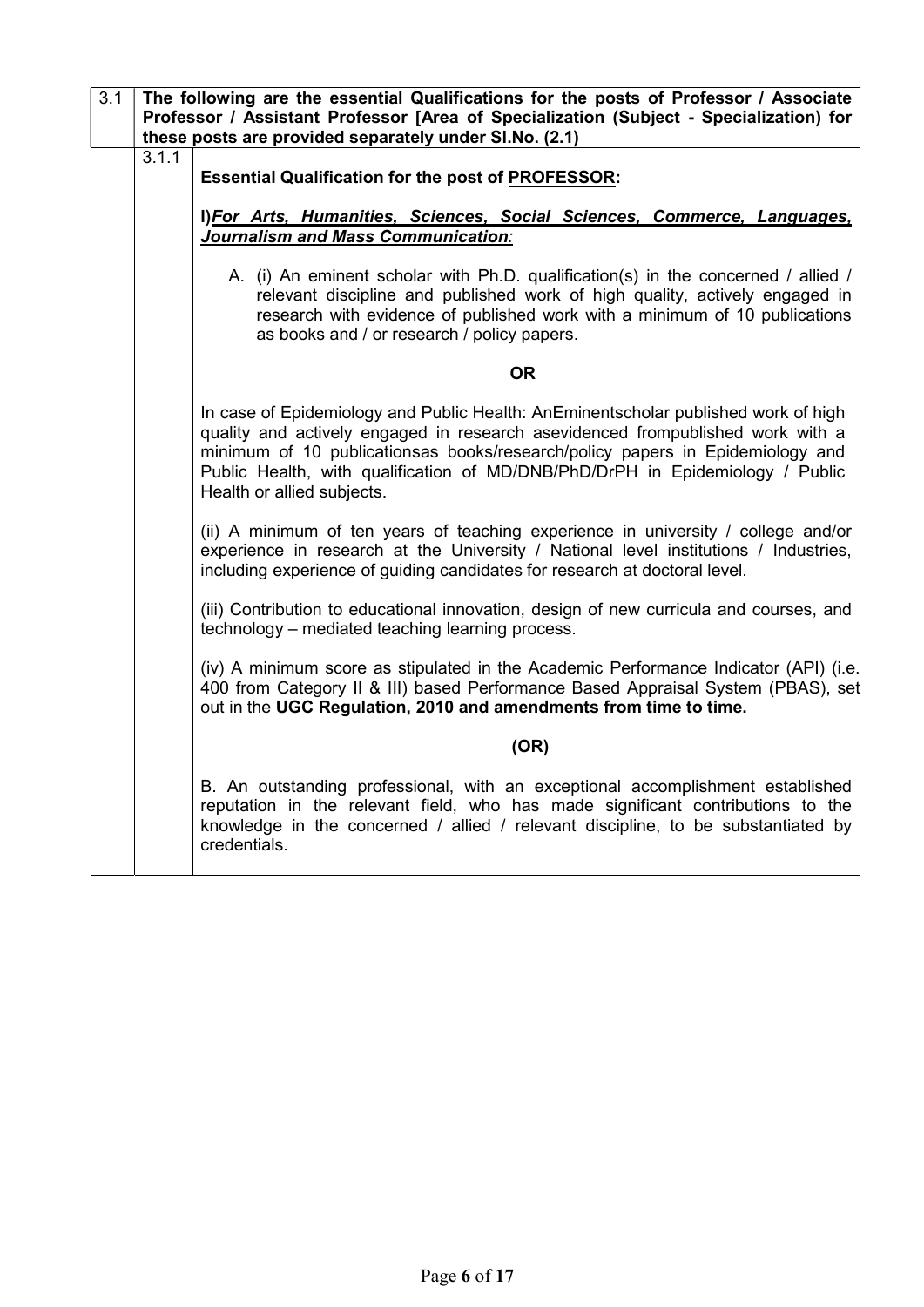**3.1 The following are the essential Qualifications for the posts of Professor / Associate Professor / Assistant Professor [Area of Specialization (Subject - Specialization) for these posts are provided separately under Sl.No. (2.1)**

**3.1.1**

**Essential Qualification for the post of <u>PROFESSOR</u>:**

**I)*<u>For Arts, Humanities, Sciences, Social Sciences, Commerce, Languages, Journalism and Mass Communication</u>:***

A. (i) An eminent scholar with Ph.D. qualification(s) in the concerned / allied / relevant discipline and published work of high quality, actively engaged in research with evidence of published work with a minimum of 10 publications as books and / or research / policy papers.

**OR**

In case of Epidemiology and Public Health: AnEminentscholar published work of high quality and actively engaged in research asevidenced frompublished work with a minimum of 10 publicationsas books/research/policy papers in Epidemiology and Public Health, with qualification of MD/DNB/PhD/DrPH in Epidemiology / Public Health or allied subjects.

(ii) A minimum of ten years of teaching experience in university / college and/or experience in research at the University / National level institutions / Industries, including experience of guiding candidates for research at doctoral level.

(iii) Contribution to educational innovation, design of new curricula and courses, and technology – mediated teaching learning process.

(iv) A minimum score as stipulated in the Academic Performance Indicator (API) (i.e. 400 from Category II & III) based Performance Based Appraisal System (PBAS), set out in the **UGC Regulation, 2010 and amendments from time to time.**

**(OR)**

B. An outstanding professional, with an exceptional accomplishment established reputation in the relevant field, who has made significant contributions to the knowledge in the concerned / allied / relevant discipline, to be substantiated by credentials.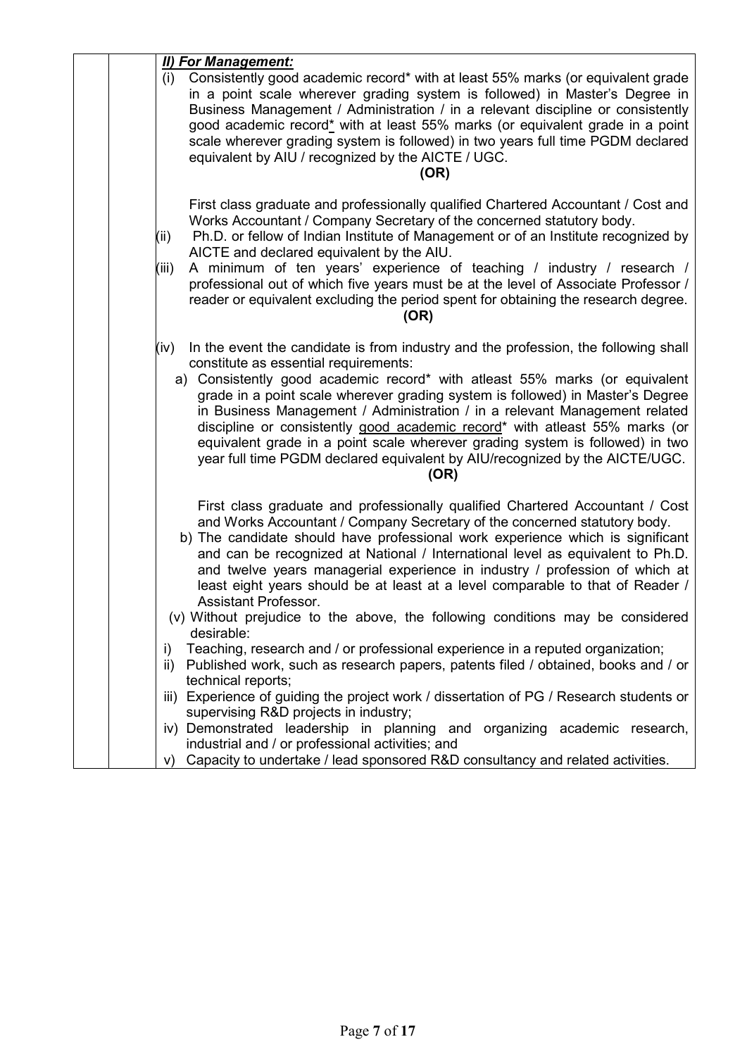***II) For Management:***

(i) Consistently good academic record* with at least 55% marks (or equivalent grade in a point scale wherever grading system is followed) in Master's Degree in Business Management / Administration / in a relevant discipline or consistently good academic record* with at least 55% marks (or equivalent grade in a point scale wherever grading system is followed) in two years full time PGDM declared equivalent by AIU / recognized by the AICTE / UGC.

**(OR)**

First class graduate and professionally qualified Chartered Accountant / Cost and Works Accountant / Company Secretary of the concerned statutory body.

(ii) Ph.D. or fellow of Indian Institute of Management or of an Institute recognized by AICTE and declared equivalent by the AIU.

(iii) A minimum of ten years' experience of teaching / industry / research / professional out of which five years must be at the level of Associate Professor / reader or equivalent excluding the period spent for obtaining the research degree.

**(OR)**

(iv) In the event the candidate is from industry and the profession, the following shall constitute as essential requirements:

a) Consistently good academic record* with atleast 55% marks (or equivalent grade in a point scale wherever grading system is followed) in Master's Degree in Business Management / Administration / in a relevant Management related discipline or consistently good academic record* with atleast 55% marks (or equivalent grade in a point scale wherever grading system is followed) in two year full time PGDM declared equivalent by AIU/recognized by the AICTE/UGC.

**(OR)**

First class graduate and professionally qualified Chartered Accountant / Cost and Works Accountant / Company Secretary of the concerned statutory body.

b) The candidate should have professional work experience which is significant and can be recognized at National / International level as equivalent to Ph.D. and twelve years managerial experience in industry / profession of which at least eight years should be at least at a level comparable to that of Reader / Assistant Professor.

(v) Without prejudice to the above, the following conditions may be considered desirable:

i) Teaching, research and / or professional experience in a reputed organization;
ii) Published work, such as research papers, patents filed / obtained, books and / or technical reports;
iii) Experience of guiding the project work / dissertation of PG / Research students or supervising R&D projects in industry;
iv) Demonstrated leadership in planning and organizing academic research, industrial and / or professional activities; and
v) Capacity to undertake / lead sponsored R&D consultancy and related activities.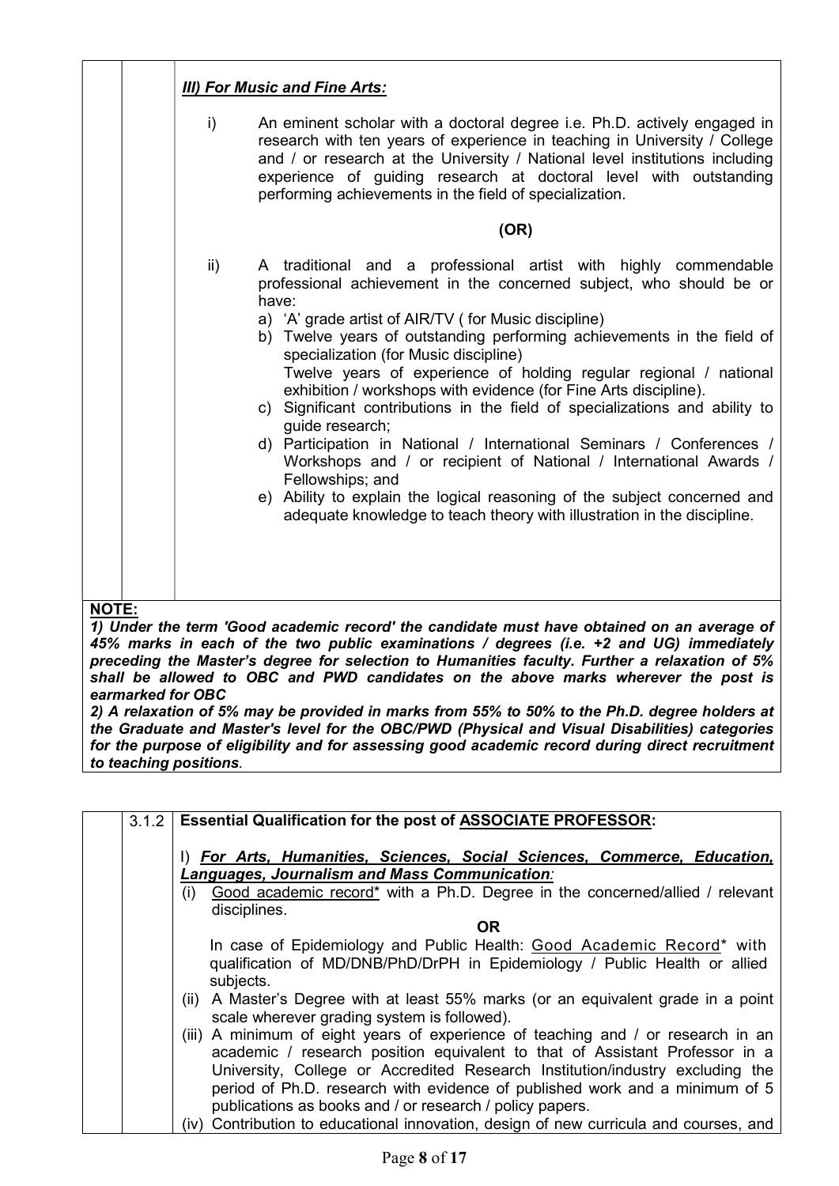***III) For Music and Fine Arts:***

i) An eminent scholar with a doctoral degree i.e. Ph.D. actively engaged in research with ten years of experience in teaching in University / College and / or research at the University / National level institutions including experience of guiding research at doctoral level with outstanding performing achievements in the field of specialization.

**(OR)**

ii) A traditional and a professional artist with highly commendable professional achievement in the concerned subject, who should be or have:

a) 'A' grade artist of AIR/TV ( for Music discipline)

b) Twelve years of outstanding performing achievements in the field of specialization (for Music discipline)
Twelve years of experience of holding regular regional / national exhibition / workshops with evidence (for Fine Arts discipline).

c) Significant contributions in the field of specializations and ability to guide research;

d) Participation in National / International Seminars / Conferences / Workshops and / or recipient of National / International Awards / Fellowships; and

e) Ability to explain the logical reasoning of the subject concerned and adequate knowledge to teach theory with illustration in the discipline.

**NOTE:**

***1) Under the term 'Good academic record' the candidate must have obtained on an average of 45% marks in each of the two public examinations / degrees (i.e. +2 and UG) immediately preceding the Master's degree for selection to Humanities faculty. Further a relaxation of 5% shall be allowed to OBC and PWD candidates on the above marks wherever the post is earmarked for OBC***

***2) A relaxation of 5% may be provided in marks from 55% to 50% to the Ph.D. degree holders at the Graduate and Master's level for the OBC/PWD (Physical and Visual Disabilities) categories for the purpose of eligibility and for assessing good academic record during direct recruitment to teaching positions.***

**3.1.2 Essential Qualification for the post of <u>ASSOCIATE PROFESSOR</u>:**

I) ***For Arts, Humanities, Sciences, Social Sciences, Commerce, Education, Languages, Journalism and Mass Communication:***

(i) Good academic record* with a Ph.D. Degree in the concerned/allied / relevant disciplines.

**OR**

In case of Epidemiology and Public Health: Good Academic Record* with qualification of MD/DNB/PhD/DrPH in Epidemiology / Public Health or allied subjects.

(ii) A Master's Degree with at least 55% marks (or an equivalent grade in a point scale wherever grading system is followed).

(iii) A minimum of eight years of experience of teaching and / or research in an academic / research position equivalent to that of Assistant Professor in a University, College or Accredited Research Institution/industry excluding the period of Ph.D. research with evidence of published work and a minimum of 5 publications as books and / or research / policy papers.

(iv) Contribution to educational innovation, design of new curricula and courses, and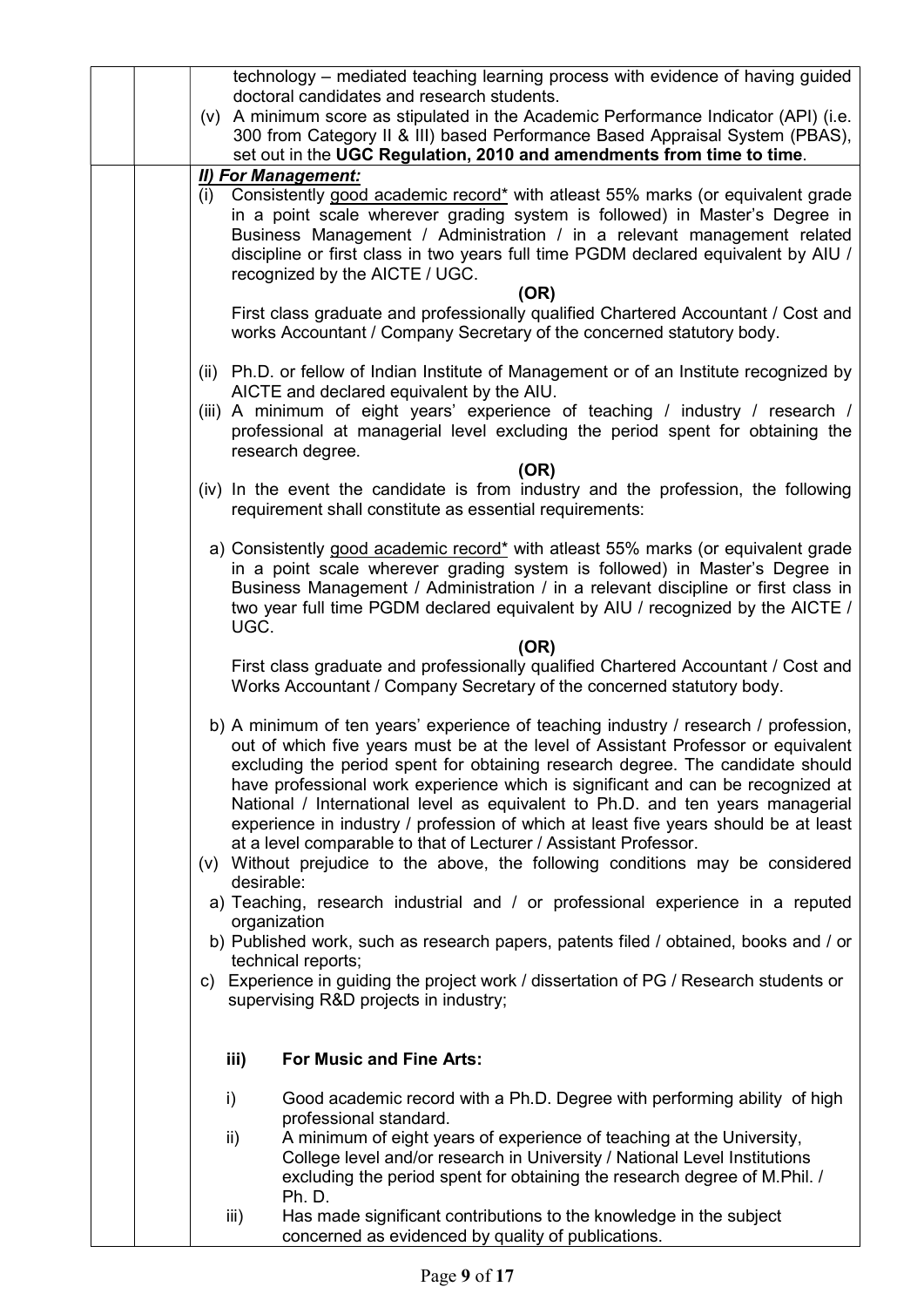technology – mediated teaching learning process with evidence of having guided doctoral candidates and research students.

(v) A minimum score as stipulated in the Academic Performance Indicator (API) (i.e. 300 from Category II & III) based Performance Based Appraisal System (PBAS), set out in the **UGC Regulation, 2010 and amendments from time to time**.

***II) For Management:***

(i) Consistently good academic record* with atleast 55% marks (or equivalent grade in a point scale wherever grading system is followed) in Master's Degree in Business Management / Administration / in a relevant management related discipline or first class in two years full time PGDM declared equivalent by AIU / recognized by the AICTE / UGC.

**(OR)**

First class graduate and professionally qualified Chartered Accountant / Cost and works Accountant / Company Secretary of the concerned statutory body.

(ii) Ph.D. or fellow of Indian Institute of Management or of an Institute recognized by AICTE and declared equivalent by the AIU.

(iii) A minimum of eight years' experience of teaching / industry / research / professional at managerial level excluding the period spent for obtaining the research degree.

**(OR)**

(iv) In the event the candidate is from industry and the profession, the following requirement shall constitute as essential requirements:

a) Consistently good academic record* with atleast 55% marks (or equivalent grade in a point scale wherever grading system is followed) in Master's Degree in Business Management / Administration / in a relevant discipline or first class in two year full time PGDM declared equivalent by AIU / recognized by the AICTE / UGC.

**(OR)**

First class graduate and professionally qualified Chartered Accountant / Cost and Works Accountant / Company Secretary of the concerned statutory body.

b) A minimum of ten years' experience of teaching industry / research / profession, out of which five years must be at the level of Assistant Professor or equivalent excluding the period spent for obtaining research degree. The candidate should have professional work experience which is significant and can be recognized at National / International level as equivalent to Ph.D. and ten years managerial experience in industry / profession of which at least five years should be at least at a level comparable to that of Lecturer / Assistant Professor.

(v) Without prejudice to the above, the following conditions may be considered desirable:

a) Teaching, research industrial and / or professional experience in a reputed organization

b) Published work, such as research papers, patents filed / obtained, books and / or technical reports;

c) Experience in guiding the project work / dissertation of PG / Research students or supervising R&D projects in industry;

**iii) For Music and Fine Arts:**

i) Good academic record with a Ph.D. Degree with performing ability of high professional standard.

ii) A minimum of eight years of experience of teaching at the University, College level and/or research in University / National Level Institutions excluding the period spent for obtaining the research degree of M.Phil. / Ph. D.

iii) Has made significant contributions to the knowledge in the subject concerned as evidenced by quality of publications.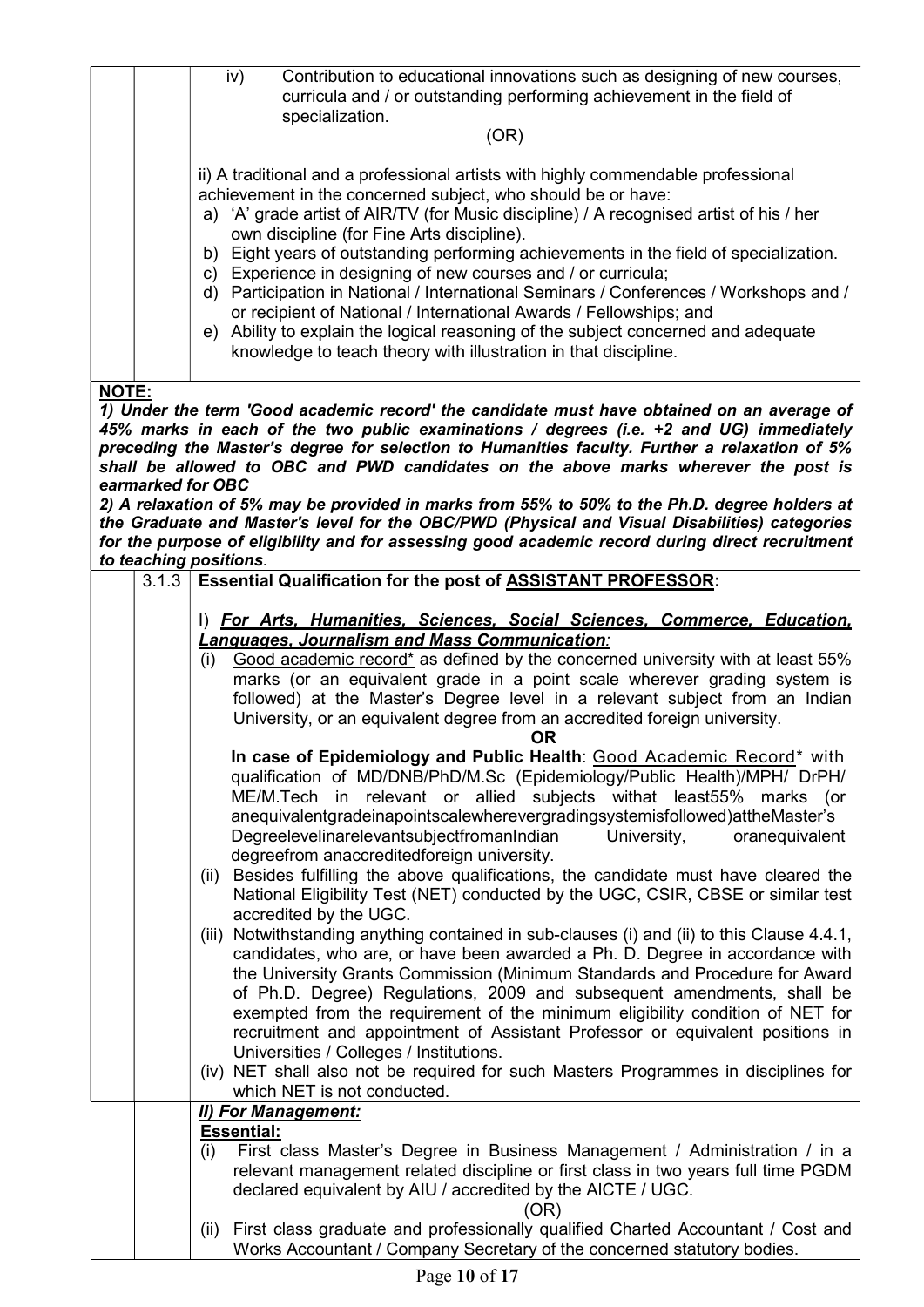iv) Contribution to educational innovations such as designing of new courses, curricula and / or outstanding performing achievement in the field of specialization.

(OR)

ii) A traditional and a professional artists with highly commendable professional achievement in the concerned subject, who should be or have:

a) 'A' grade artist of AIR/TV (for Music discipline) / A recognised artist of his / her own discipline (for Fine Arts discipline).
b) Eight years of outstanding performing achievements in the field of specialization.
c) Experience in designing of new courses and / or curricula;
d) Participation in National / International Seminars / Conferences / Workshops and / or recipient of National / International Awards / Fellowships; and
e) Ability to explain the logical reasoning of the subject concerned and adequate knowledge to teach theory with illustration in that discipline.

**NOTE:**

***1) Under the term 'Good academic record' the candidate must have obtained on an average of 45% marks in each of the two public examinations / degrees (i.e. +2 and UG) immediately preceding the Master's degree for selection to Humanities faculty. Further a relaxation of 5% shall be allowed to OBC and PWD candidates on the above marks wherever the post is earmarked for OBC***

***2) A relaxation of 5% may be provided in marks from 55% to 50% to the Ph.D. degree holders at the Graduate and Master's level for the OBC/PWD (Physical and Visual Disabilities) categories for the purpose of eligibility and for assessing good academic record during direct recruitment to teaching positions.***

**3.1.3 Essential Qualification for the post of <u>ASSISTANT PROFESSOR</u>:**

I) ***<u>For Arts, Humanities, Sciences, Social Sciences, Commerce, Education, Languages, Journalism and Mass Communication</u>:***

(i) <u>Good academic record</u>* as defined by the concerned university with at least 55% marks (or an equivalent grade in a point scale wherever grading system is followed) at the Master's Degree level in a relevant subject from an Indian University, or an equivalent degree from an accredited foreign university.

**OR**

**In case of Epidemiology and Public Health**: <u>Good Academic Record</u>* with qualification of MD/DNB/PhD/M.Sc (Epidemiology/Public Health)/MPH/ DrPH/ ME/M.Tech in relevant or allied subjects withat least55% marks (or anequivalentgradeinapointscalewherevergradingsystemisfollowed)attheMaster's Degreelevelinarelevantsubjectfromanlndian University, oranequivalent degreefrom anaccreditedforeign university.

(ii) Besides fulfilling the above qualifications, the candidate must have cleared the National Eligibility Test (NET) conducted by the UGC, CSIR, CBSE or similar test accredited by the UGC.

(iii) Notwithstanding anything contained in sub-clauses (i) and (ii) to this Clause 4.4.1, candidates, who are, or have been awarded a Ph. D. Degree in accordance with the University Grants Commission (Minimum Standards and Procedure for Award of Ph.D. Degree) Regulations, 2009 and subsequent amendments, shall be exempted from the requirement of the minimum eligibility condition of NET for recruitment and appointment of Assistant Professor or equivalent positions in Universities / Colleges / Institutions.

(iv) NET shall also not be required for such Masters Programmes in disciplines for which NET is not conducted.

***<u>II) For Management:</u>***

**<u>Essential:</u>**

(i) First class Master's Degree in Business Management / Administration / in a relevant management related discipline or first class in two years full time PGDM declared equivalent by AIU / accredited by the AICTE / UGC.

(OR)

(ii) First class graduate and professionally qualified Charted Accountant / Cost and Works Accountant / Company Secretary of the concerned statutory bodies.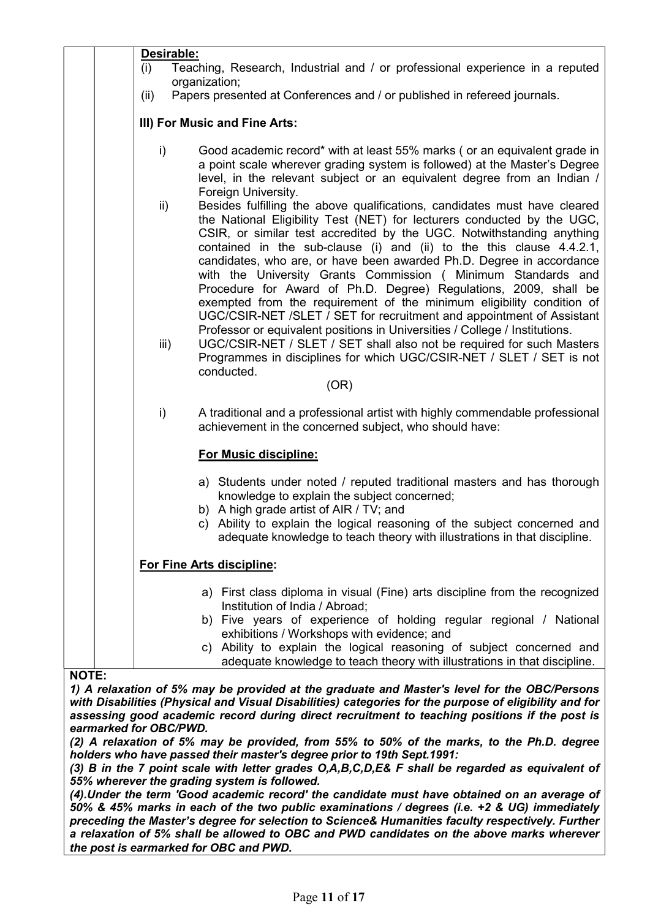**Desirable:**

(i) Teaching, Research, Industrial and / or professional experience in a reputed organization;

(ii) Papers presented at Conferences and / or published in refereed journals.

**III) For Music and Fine Arts:**

i) Good academic record* with at least 55% marks ( or an equivalent grade in a point scale wherever grading system is followed) at the Master's Degree level, in the relevant subject or an equivalent degree from an Indian / Foreign University.

ii) Besides fulfilling the above qualifications, candidates must have cleared the National Eligibility Test (NET) for lecturers conducted by the UGC, CSIR, or similar test accredited by the UGC. Notwithstanding anything contained in the sub-clause (i) and (ii) to the this clause 4.4.2.1, candidates, who are, or have been awarded Ph.D. Degree in accordance with the University Grants Commission ( Minimum Standards and Procedure for Award of Ph.D. Degree) Regulations, 2009, shall be exempted from the requirement of the minimum eligibility condition of UGC/CSIR-NET /SLET / SET for recruitment and appointment of Assistant Professor or equivalent positions in Universities / College / Institutions.

iii) UGC/CSIR-NET / SLET / SET shall also not be required for such Masters Programmes in disciplines for which UGC/CSIR-NET / SLET / SET is not conducted.

(OR)

i) A traditional and a professional artist with highly commendable professional achievement in the concerned subject, who should have:

**For Music discipline:**

a) Students under noted / reputed traditional masters and has thorough knowledge to explain the subject concerned;
b) A high grade artist of AIR / TV; and
c) Ability to explain the logical reasoning of the subject concerned and adequate knowledge to teach theory with illustrations in that discipline.

**For Fine Arts discipline:**

a) First class diploma in visual (Fine) arts discipline from the recognized Institution of India / Abroad;
b) Five years of experience of holding regular regional / National exhibitions / Workshops with evidence; and
c) Ability to explain the logical reasoning of subject concerned and adequate knowledge to teach theory with illustrations in that discipline.

**NOTE:**

***1) A relaxation of 5% may be provided at the graduate and Master's level for the OBC/Persons with Disabilities (Physical and Visual Disabilities) categories for the purpose of eligibility and for assessing good academic record during direct recruitment to teaching positions if the post is earmarked for OBC/PWD.***

***(2) A relaxation of 5% may be provided, from 55% to 50% of the marks, to the Ph.D. degree holders who have passed their master's degree prior to 19th Sept.1991:***

***(3) B in the 7 point scale with letter grades O,A,B,C,D,E& F shall be regarded as equivalent of 55% wherever the grading system is followed.***

***(4).Under the term 'Good academic record' the candidate must have obtained on an average of 50% & 45% marks in each of the two public examinations / degrees (i.e. +2 & UG) immediately preceding the Master's degree for selection to Science& Humanities faculty respectively. Further a relaxation of 5% shall be allowed to OBC and PWD candidates on the above marks wherever the post is earmarked for OBC and PWD.***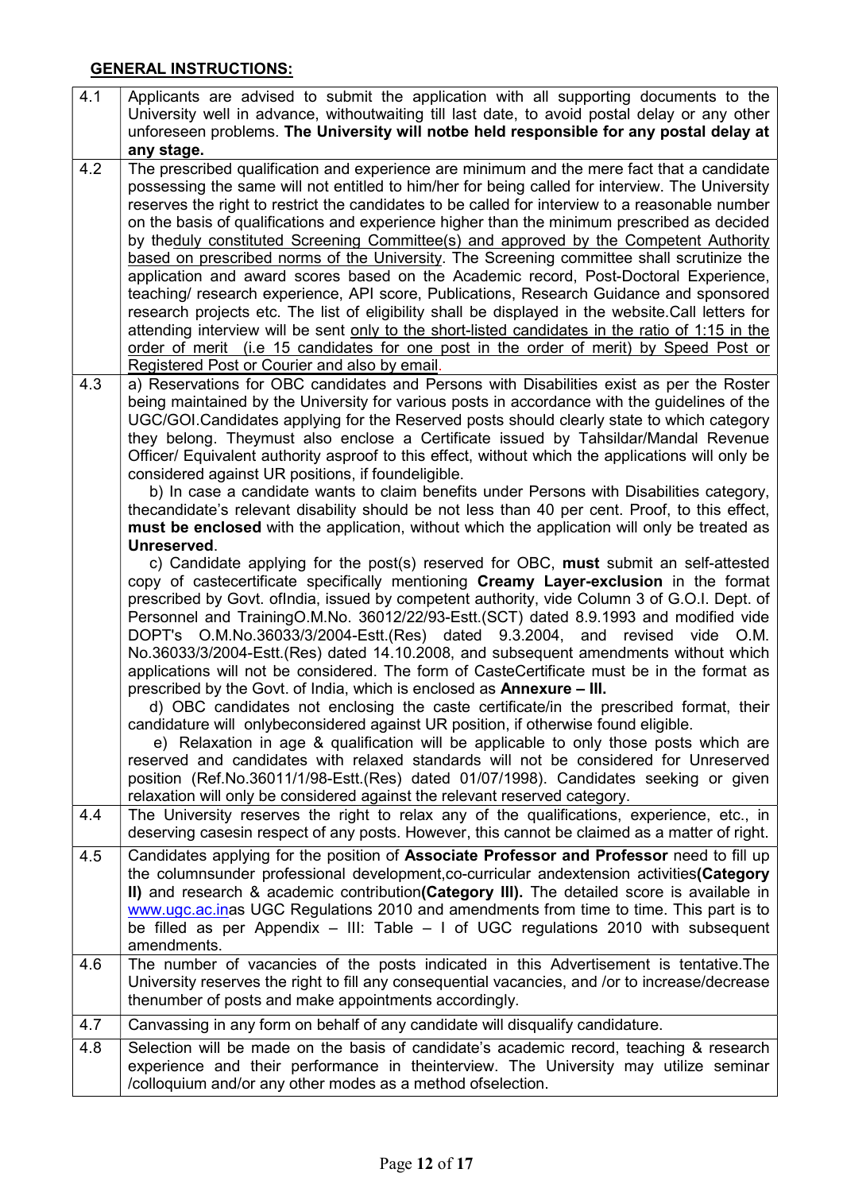**<u>GENERAL INSTRUCTIONS:</u>**

| | |
|---|---|
| 4.1 | Applicants are advised to submit the application with all supporting documents to the University well in advance, withoutwaiting till last date, to avoid postal delay or any other unforeseen problems. **The University will notbe held responsible for any postal delay at any stage.** |
| 4.2 | The prescribed qualification and experience are minimum and the mere fact that a candidate possessing the same will not entitled to him/her for being called for interview. The University reserves the right to restrict the candidates to be called for interview to a reasonable number on the basis of qualifications and experience higher than the minimum prescribed as decided by the<u>duly constituted Screening Committee(s) and approved by the Competent Authority based on prescribed norms of the University</u>. The Screening committee shall scrutinize the application and award scores based on the Academic record, Post-Doctoral Experience, teaching/ research experience, API score, Publications, Research Guidance and sponsored research projects etc. The list of eligibility shall be displayed in the website.Call letters for attending interview will be sent <u>only to the short-listed candidates in the ratio of 1:15 in the order of merit (i.e 15 candidates for one post in the order of merit) by Speed Post or Registered Post or Courier and also by email</u>. |
| 4.3 | a) Reservations for OBC candidates and Persons with Disabilities exist as per the Roster being maintained by the University for various posts in accordance with the guidelines of the UGC/GOI.Candidates applying for the Reserved posts should clearly state to which category they belong. Theymust also enclose a Certificate issued by Tahsildar/Mandal Revenue Officer/ Equivalent authority asproof to this effect, without which the applications will only be considered against UR positions, if foundeligible.<br>b) In case a candidate wants to claim benefits under Persons with Disabilities category, thecandidate's relevant disability should be not less than 40 per cent. Proof, to this effect, **must be enclosed** with the application, without which the application will only be treated as **Unreserved**.<br>c) Candidate applying for the post(s) reserved for OBC, **must** submit an self-attested copy of castecertificate specifically mentioning **Creamy Layer-exclusion** in the format prescribed by Govt. ofIndia, issued by competent authority, vide Column 3 of G.O.I. Dept. of Personnel and TrainingO.M.No. 36012/22/93-Estt.(SCT) dated 8.9.1993 and modified vide DOPT's O.M.No.36033/3/2004-Estt.(Res) dated 9.3.2004, and revised vide O.M. No.36033/3/2004-Estt.(Res) dated 14.10.2008, and subsequent amendments without which applications will not be considered. The form of CasteCertificate must be in the format as prescribed by the Govt. of India, which is enclosed as **Annexure – III.**<br>d) OBC candidates not enclosing the caste certificate/in the prescribed format, their candidature will onlybeconsidered against UR position, if otherwise found eligible.<br>e) Relaxation in age & qualification will be applicable to only those posts which are reserved and candidates with relaxed standards will not be considered for Unreserved position (Ref.No.36011/1/98-Estt.(Res) dated 01/07/1998). Candidates seeking or given relaxation will only be considered against the relevant reserved category. |
| 4.4 | The University reserves the right to relax any of the qualifications, experience, etc., in deserving casesin respect of any posts. However, this cannot be claimed as a matter of right. |
| 4.5 | Candidates applying for the position of **Associate Professor and Professor** need to fill up the columnsunder professional development,co-curricular andextension activities**(Category II)** and research & academic contribution**(Category III).** The detailed score is available in www.ugc.ac.inas UGC Regulations 2010 and amendments from time to time. This part is to be filled as per Appendix – III: Table – I of UGC regulations 2010 with subsequent amendments. |
| 4.6 | The number of vacancies of the posts indicated in this Advertisement is tentative.The University reserves the right to fill any consequential vacancies, and /or to increase/decrease thenumber of posts and make appointments accordingly. |
| 4.7 | Canvassing in any form on behalf of any candidate will disqualify candidature. |
| 4.8 | Selection will be made on the basis of candidate's academic record, teaching & research experience and their performance in theinterview. The University may utilize seminar /colloquium and/or any other modes as a method ofselection. |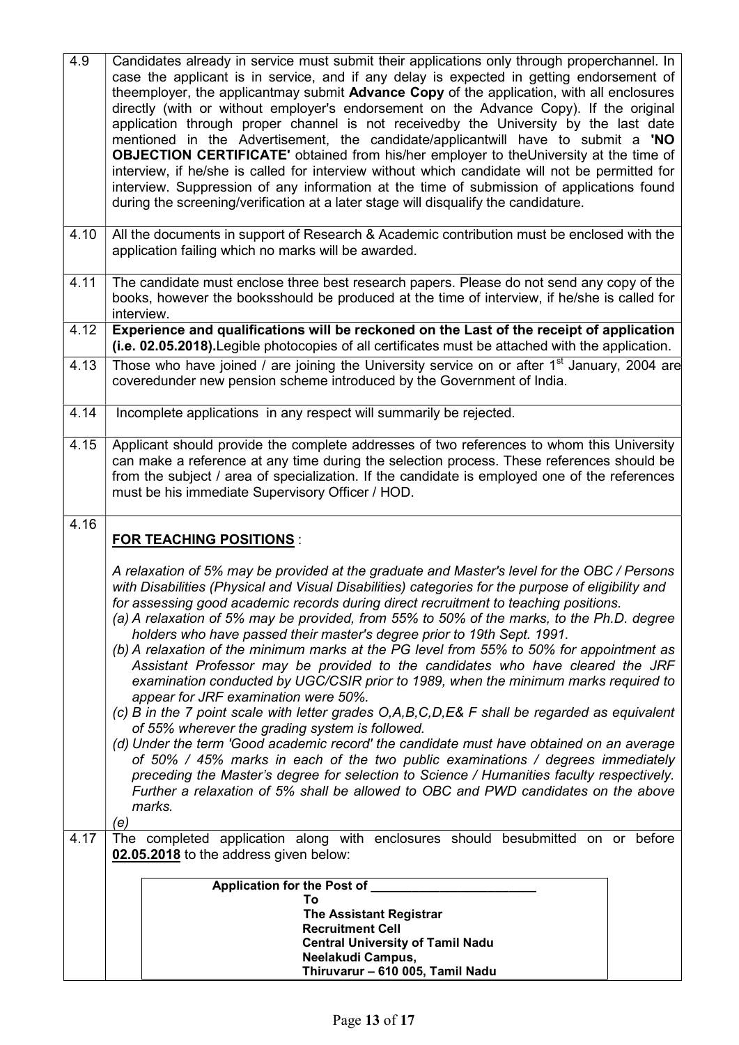| | |
|---|---|
| 4.9 | Candidates already in service must submit their applications only through properchannel. In case the applicant is in service, and if any delay is expected in getting endorsement of theemployer, the applicantmay submit **Advance Copy** of the application, with all enclosures directly (with or without employer's endorsement on the Advance Copy). If the original application through proper channel is not receivedby the University by the last date mentioned in the Advertisement, the candidate/applicantwill have to submit a **'NO OBJECTION CERTIFICATE'** obtained from his/her employer to theUniversity at the time of interview, if he/she is called for interview without which candidate will not be permitted for interview. Suppression of any information at the time of submission of applications found during the screening/verification at a later stage will disqualify the candidature. |
| 4.10 | All the documents in support of Research & Academic contribution must be enclosed with the application failing which no marks will be awarded. |
| 4.11 | The candidate must enclose three best research papers. Please do not send any copy of the books, however the booksshould be produced at the time of interview, if he/she is called for interview. |
| 4.12 | **Experience and qualifications will be reckoned on the Last of the receipt of application (i.e. 02.05.2018).** Legible photocopies of all certificates must be attached with the application. |
| 4.13 | Those who have joined / are joining the University service on or after 1st January, 2004 are coveredunder new pension scheme introduced by the Government of India. |
| 4.14 | Incomplete applications in any respect will summarily be rejected. |
| 4.15 | Applicant should provide the complete addresses of two references to whom this University can make a reference at any time during the selection process. These references should be from the subject / area of specialization. If the candidate is employed one of the references must be his immediate Supervisory Officer / HOD. |
| 4.16 | **<u>FOR TEACHING POSITIONS</u>** :<br><br>*A relaxation of 5% may be provided at the graduate and Master's level for the OBC / Persons with Disabilities (Physical and Visual Disabilities) categories for the purpose of eligibility and for assessing good academic records during direct recruitment to teaching positions.*<br>*(a) A relaxation of 5% may be provided, from 55% to 50% of the marks, to the Ph.D. degree holders who have passed their master's degree prior to 19th Sept. 1991.*<br>*(b) A relaxation of the minimum marks at the PG level from 55% to 50% for appointment as Assistant Professor may be provided to the candidates who have cleared the JRF examination conducted by UGC/CSIR prior to 1989, when the minimum marks required to appear for JRF examination were 50%.*<br>*(c) B in the 7 point scale with letter grades O,A,B,C,D,E& F shall be regarded as equivalent of 55% wherever the grading system is followed.*<br>*(d) Under the term 'Good academic record' the candidate must have obtained on an average of 50% / 45% marks in each of the two public examinations / degrees immediately preceding the Master's degree for selection to Science / Humanities faculty respectively. Further a relaxation of 5% shall be allowed to OBC and PWD candidates on the above marks.*<br>*(e)* |
| 4.17 | The completed application along with enclosures should besubmitted on or before **<u>02.05.2018</u>** to the address given below:<br><br>**Application for the Post of \_\_\_\_\_\_\_\_\_\_\_\_\_\_\_\_\_\_\_\_\_\_\_\_**<br>**To**<br>**The Assistant Registrar**<br>**Recruitment Cell**<br>**Central University of Tamil Nadu**<br>**Neelakudi Campus,**<br>**Thiruvarur – 610 005, Tamil Nadu** |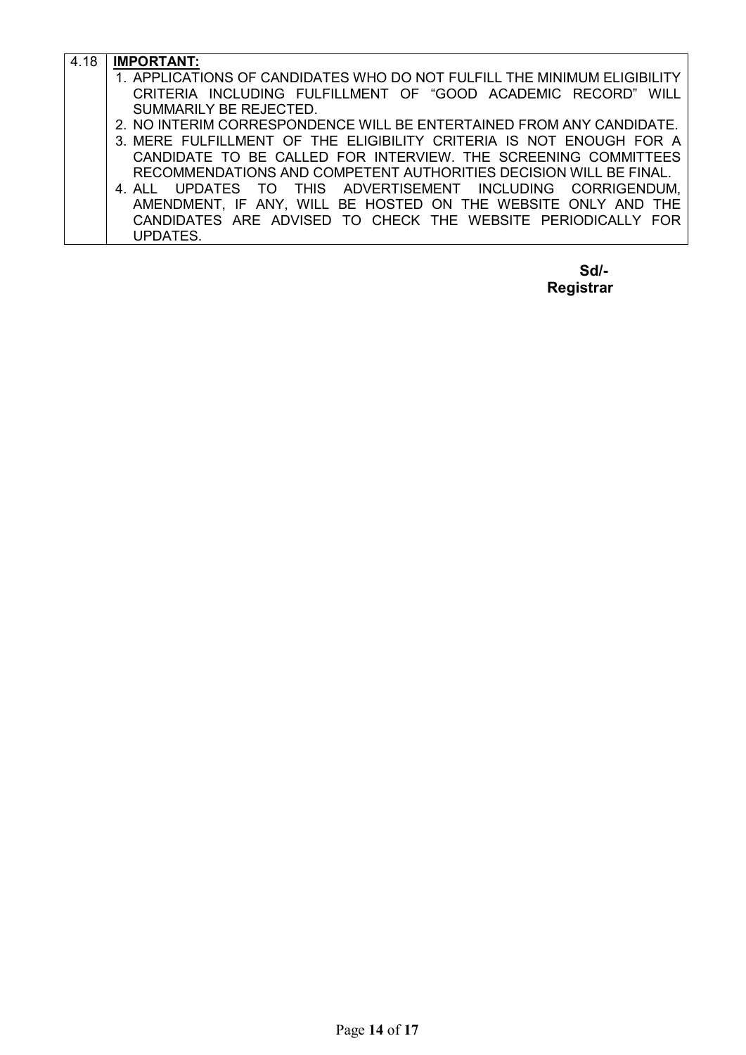| 4.18 | **IMPORTANT:** |
|---|---|
| | 1. APPLICATIONS OF CANDIDATES WHO DO NOT FULFILL THE MINIMUM ELIGIBILITY CRITERIA INCLUDING FULFILLMENT OF "GOOD ACADEMIC RECORD" WILL SUMMARILY BE REJECTED.<br>2. NO INTERIM CORRESPONDENCE WILL BE ENTERTAINED FROM ANY CANDIDATE.<br>3. MERE FULFILLMENT OF THE ELIGIBILITY CRITERIA IS NOT ENOUGH FOR A CANDIDATE TO BE CALLED FOR INTERVIEW. THE SCREENING COMMITTEES RECOMMENDATIONS AND COMPETENT AUTHORITIES DECISION WILL BE FINAL.<br>4. ALL UPDATES TO THIS ADVERTISEMENT INCLUDING CORRIGENDUM, AMENDMENT, IF ANY, WILL BE HOSTED ON THE WEBSITE ONLY AND THE CANDIDATES ARE ADVISED TO CHECK THE WEBSITE PERIODICALLY FOR UPDATES. |

**Sd/-**
**Registrar**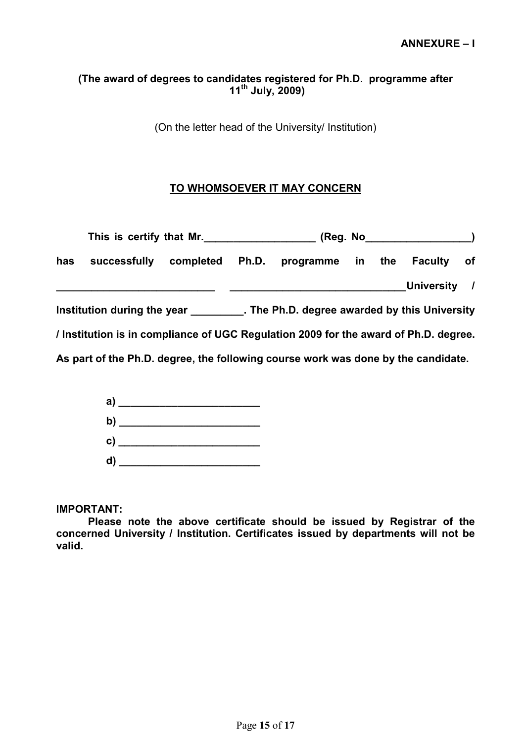**ANNEXURE – I**

**(The award of degrees to candidates registered for Ph.D. programme after 11th July, 2009)**

(On the letter head of the University/ Institution)

**TO WHOMSOEVER IT MAY CONCERN**

**This is certify that Mr.___________________ (Reg. No__________________) has successfully completed Ph.D. programme in the Faculty of ___________________________ ______________________________University / Institution during the year _________. The Ph.D. degree awarded by this University / Institution is in compliance of UGC Regulation 2009 for the award of Ph.D. degree. As part of the Ph.D. degree, the following course work was done by the candidate.**

**a) ________________________**
**b) ________________________**
**c) ________________________**
**d) ________________________**

**IMPORTANT:**
**Please note the above certificate should be issued by Registrar of the concerned University / Institution. Certificates issued by departments will not be valid.**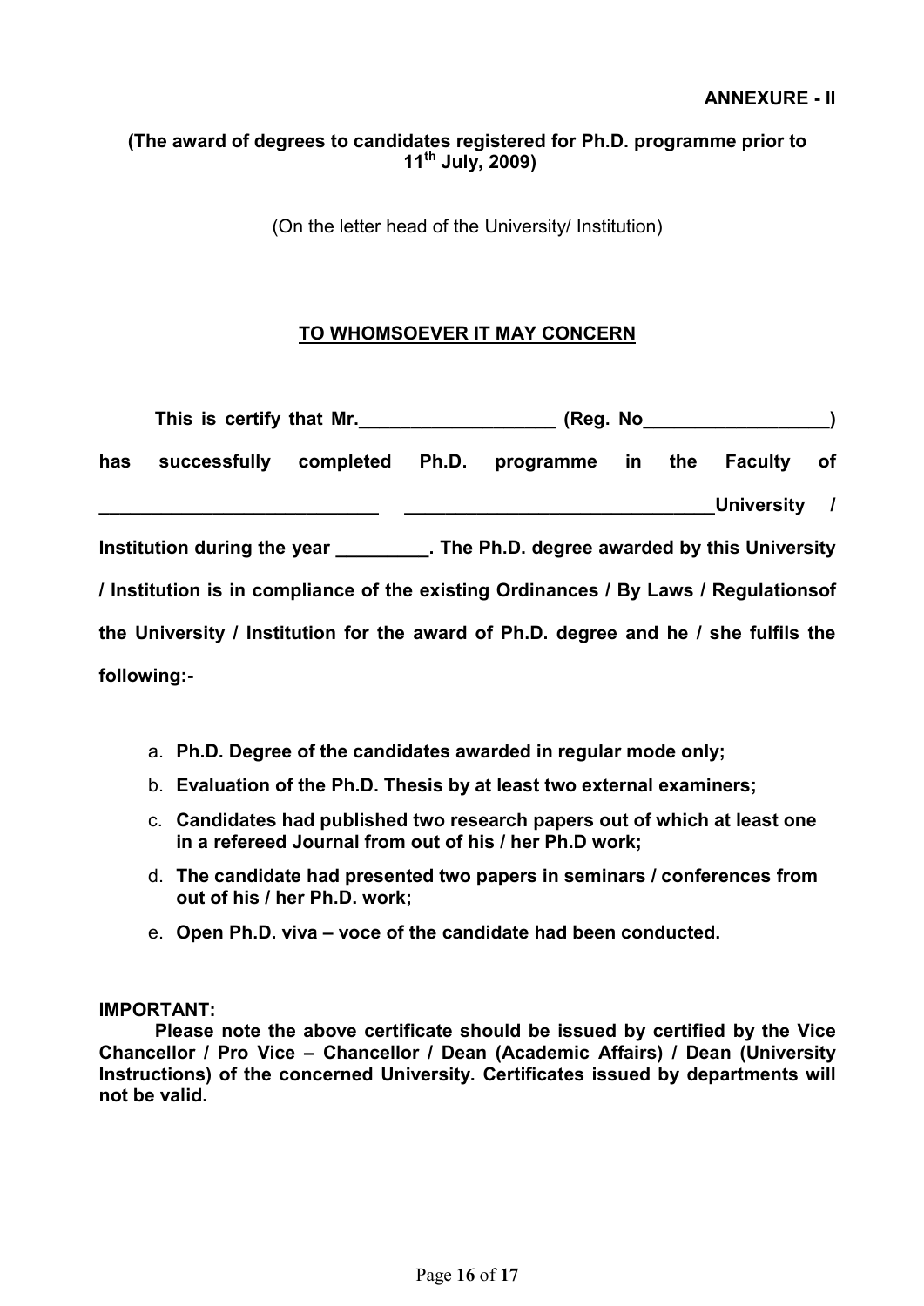**ANNEXURE - II**

**(The award of degrees to candidates registered for Ph.D. programme prior to 11th July, 2009)**

(On the letter head of the University/ Institution)

**TO WHOMSOEVER IT MAY CONCERN**

**This is certify that Mr.___________________ (Reg. No__________________) has successfully completed Ph.D. programme in the Faculty of ___________________________ ______________________________University / Institution during the year _________. The Ph.D. degree awarded by this University / Institution is in compliance of the existing Ordinances / By Laws / Regulationsof the University / Institution for the award of Ph.D. degree and he / she fulfils the following:-**

a. **Ph.D. Degree of the candidates awarded in regular mode only;**
b. **Evaluation of the Ph.D. Thesis by at least two external examiners;**
c. **Candidates had published two research papers out of which at least one in a refereed Journal from out of his / her Ph.D work;**
d. **The candidate had presented two papers in seminars / conferences from out of his / her Ph.D. work;**
e. **Open Ph.D. viva – voce of the candidate had been conducted.**

**IMPORTANT:**

**Please note the above certificate should be issued by certified by the Vice Chancellor / Pro Vice – Chancellor / Dean (Academic Affairs) / Dean (University Instructions) of the concerned University. Certificates issued by departments will not be valid.**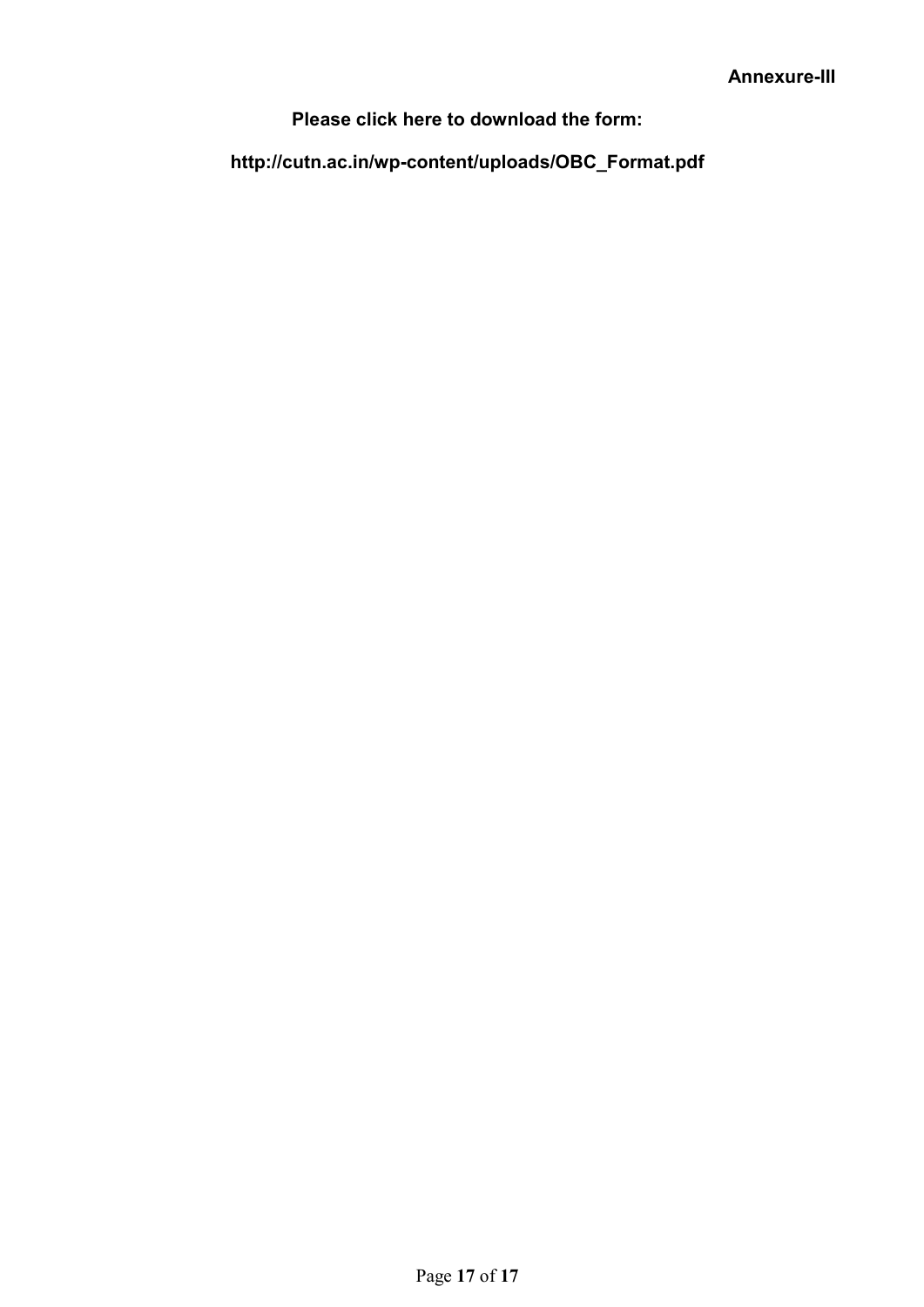**Annexure-III**

**Please click here to download the form:**

**http://cutn.ac.in/wp-content/uploads/OBC_Format.pdf**